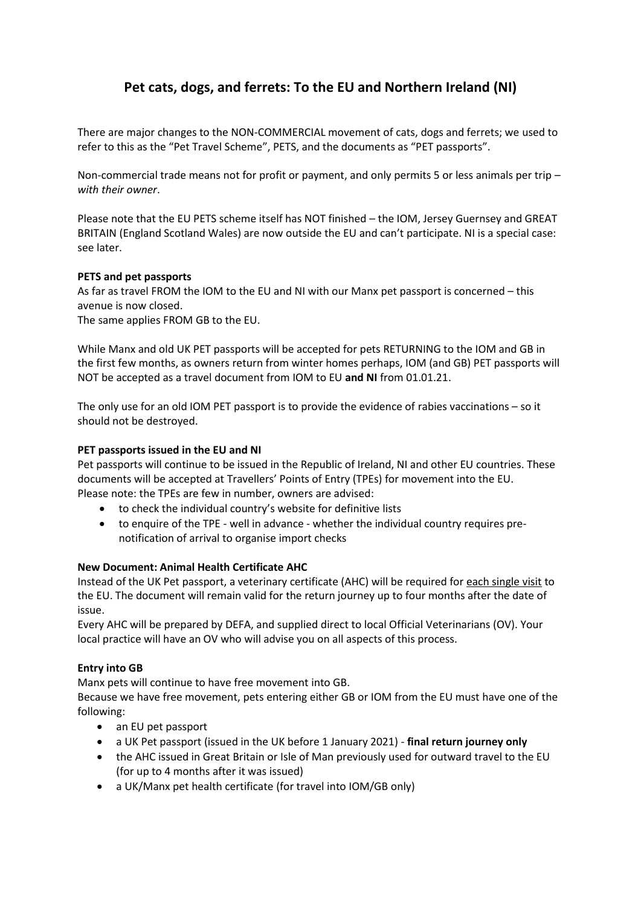# Pet cats, dogs, and ferrets: To the EU and Northern Ireland (NI)

There are major changes to the NON-COMMERCIAL movement of cats, dogs and ferrets; we used to refer to this as the "Pet Travel Scheme", PETS, and the documents as "PET passports".

Non-commercial trade means not for profit or payment, and only permits 5 or less animals per trip – *with their owner*.

Please note that the EU PETS scheme itself has NOT finished – the IOM, Jersey Guernsey and GREAT BRITAIN (England Scotland Wales) are now outside the EU and can't participate. NI is a special case: see later.

**PETS and pet passports**

As far as travel FROM the IOM to the EU and NI with our Manx pet passport is concerned – this avenue is now closed.

The same applies FROM GB to the EU.

While Manx and old UK PET passports will be accepted for pets RETURNING to the IOM and GB in the first few months, as owners return from winter homes perhaps, IOM (and GB) PET passports will NOT be accepted as a travel document from IOM to EU **and NI** from 01.01.21.

The only use for an old IOM PET passport is to provide the evidence of rabies vaccinations – so it should not be destroyed.

**PET passports issued in the EU and NI**

Pet passports will continue to be issued in the Republic of Ireland, NI and other EU countries. These documents will be accepted at Travellers' Points of Entry (TPEs) for movement into the EU.

Please note: the TPEs are few in number, owners are advised:

- to check the individual country's website for definitive lists
- to enquire of the TPE - well in advance - whether the individual country requires pre-notification of arrival to organise import checks

**New Document: Animal Health Certificate AHC**

Instead of the UK Pet passport, a veterinary certificate (AHC) will be required for each single visit to the EU. The document will remain valid for the return journey up to four months after the date of issue.

Every AHC will be prepared by DEFA, and supplied direct to local Official Veterinarians (OV). Your local practice will have an OV who will advise you on all aspects of this process.

**Entry into GB**

Manx pets will continue to have free movement into GB.

Because we have free movement, pets entering either GB or IOM from the EU must have one of the following:

- an EU pet passport
- a UK Pet passport (issued in the UK before 1 January 2021) - **final return journey only**
- the AHC issued in Great Britain or Isle of Man previously used for outward travel to the EU (for up to 4 months after it was issued)
- a UK/Manx pet health certificate (for travel into IOM/GB only)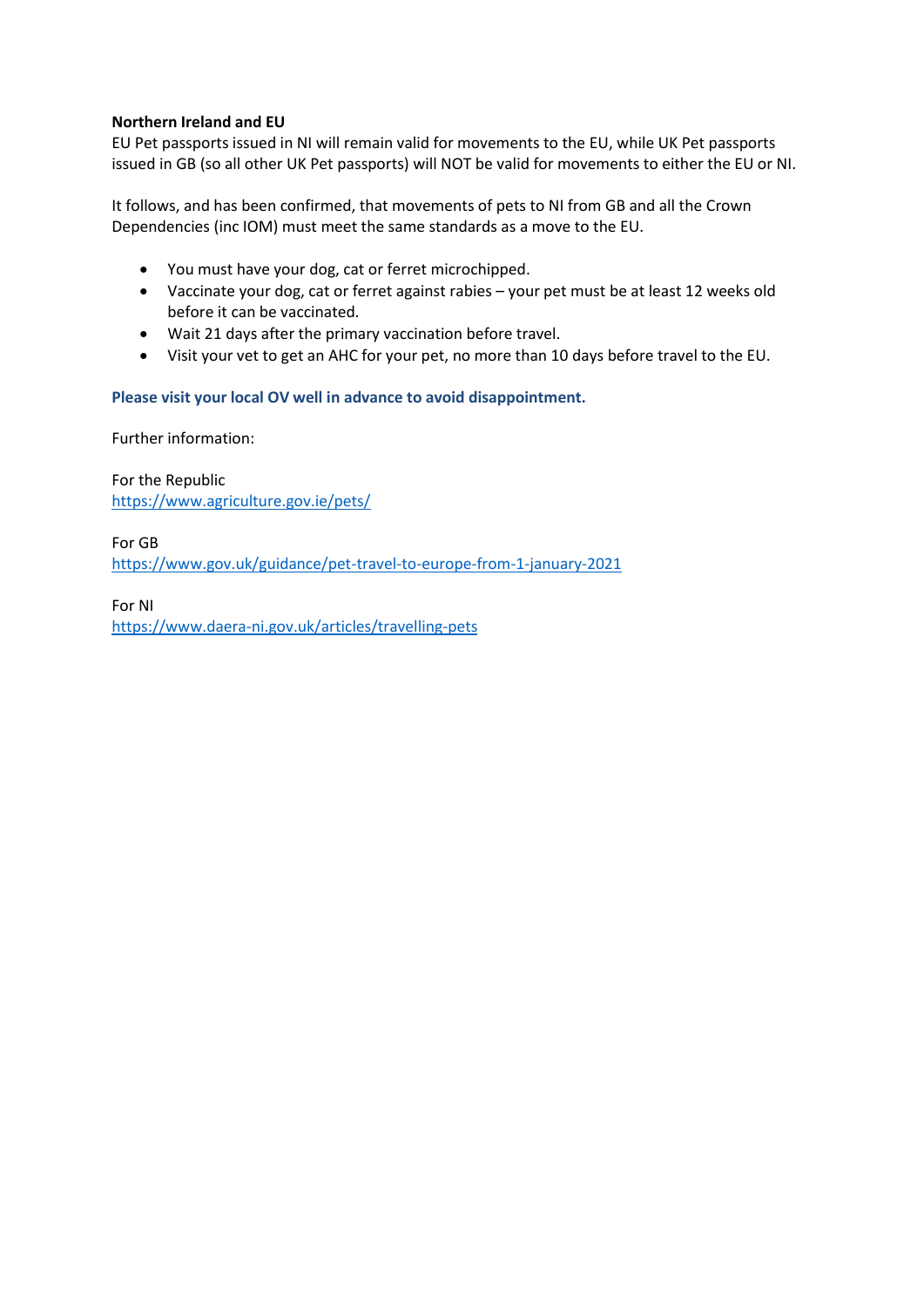**Northern Ireland and EU**

EU Pet passports issued in NI will remain valid for movements to the EU, while UK Pet passports issued in GB (so all other UK Pet passports) will NOT be valid for movements to either the EU or NI.

It follows, and has been confirmed, that movements of pets to NI from GB and all the Crown Dependencies (inc IOM) must meet the same standards as a move to the EU.

- You must have your dog, cat or ferret microchipped.
- Vaccinate your dog, cat or ferret against rabies – your pet must be at least 12 weeks old before it can be vaccinated.
- Wait 21 days after the primary vaccination before travel.
- Visit your vet to get an AHC for your pet, no more than 10 days before travel to the EU.

**Please visit your local OV well in advance to avoid disappointment.**

Further information:

For the Republic
https://www.agriculture.gov.ie/pets/

For GB
https://www.gov.uk/guidance/pet-travel-to-europe-from-1-january-2021

For NI
https://www.daera-ni.gov.uk/articles/travelling-pets